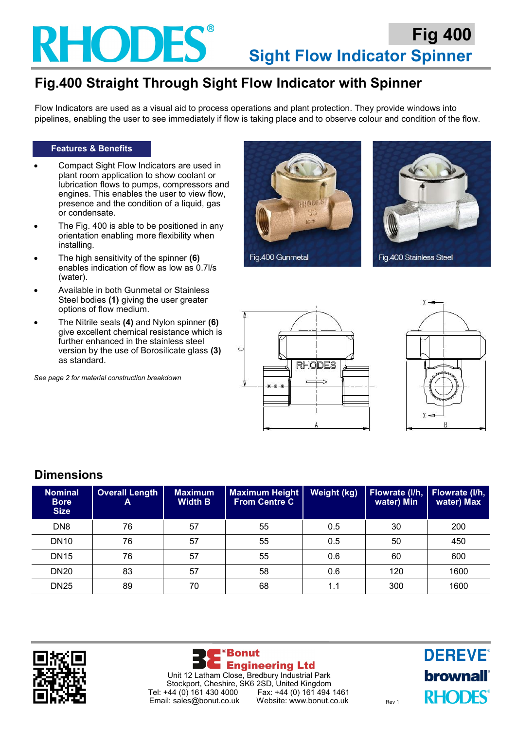# RHODES®

## Fig 400
## Sight Flow Indicator Spinner

# Fig.400 Straight Through Sight Flow Indicator with Spinner

Flow Indicators are used as a visual aid to process operations and plant protection. They provide windows into pipelines, enabling the user to see immediately if flow is taking place and to observe colour and condition of the flow.

### Features & Benefits

- Compact Sight Flow Indicators are used in plant room application to show coolant or lubrication flows to pumps, compressors and engines. This enables the user to view flow, presence and the condition of a liquid, gas or condensate.
- The Fig. 400 is able to be positioned in any orientation enabling more flexibility when installing.
- The high sensitivity of the spinner **(6)** enables indication of flow as low as 0.7l/s (water).
- Available in both Gunmetal or Stainless Steel bodies **(1)** giving the user greater options of flow medium.
- The Nitrile seals **(4)** and Nylon spinner **(6)** give excellent chemical resistance which is further enhanced in the stainless steel version by the use of Borosilicate glass **(3)** as standard.

*See page 2 for material construction breakdown*

Fig.400 Gunmetal

Fig.400 Stainless Steel

## Dimensions

| Nominal Bore Size | Overall Length A | Maximum Width B | Maximum Height From Centre C | Weight (kg) | Flowrate (l/h, water) Min | Flowrate (l/h, water) Max |
|---|---|---|---|---|---|---|
| DN8 | 76 | 57 | 55 | 0.5 | 30 | 200 |
| DN10 | 76 | 57 | 55 | 0.5 | 50 | 450 |
| DN15 | 76 | 57 | 55 | 0.6 | 60 | 600 |
| DN20 | 83 | 57 | 58 | 0.6 | 120 | 1600 |
| DN25 | 89 | 70 | 68 | 1.1 | 300 | 1600 |

®Bonut Engineering Ltd
Unit 12 Latham Close, Bredbury Industrial Park
Stockport, Cheshire, SK6 2SD, United Kingdom
Tel: +44 (0) 161 430 4000 Fax: +44 (0) 161 494 1461
Email: sales@bonut.co.uk Website: www.bonut.co.uk

Rev 1

DEREVE® brownall® RHODES®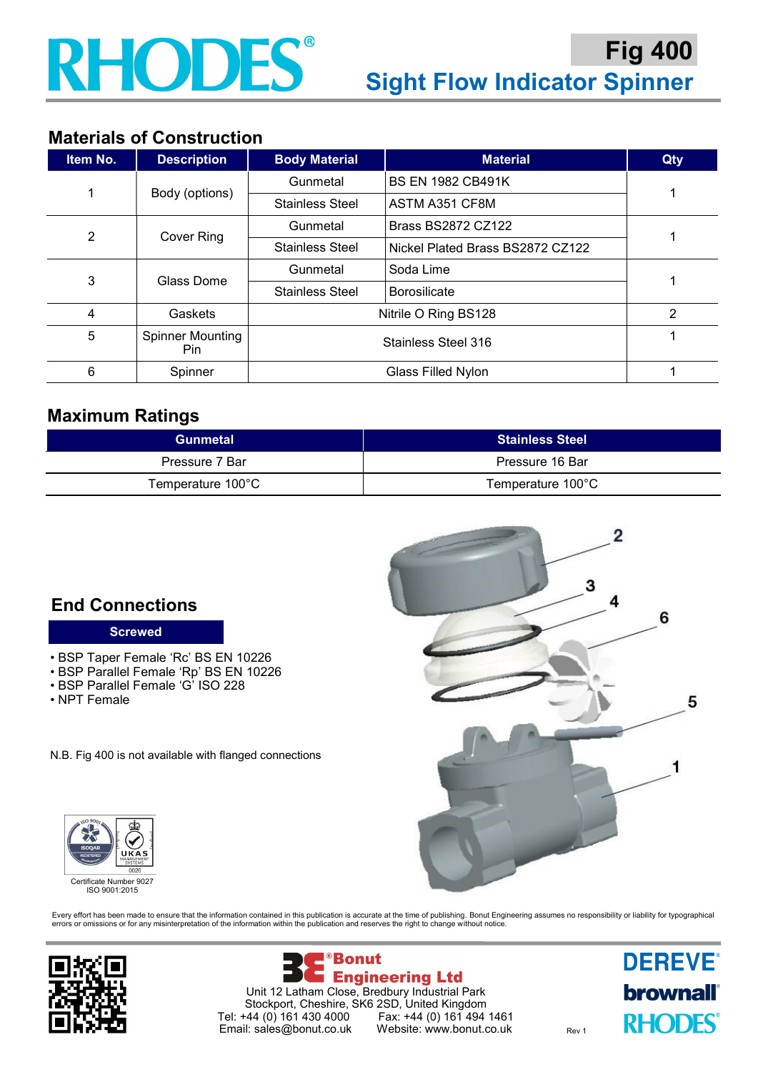# RHODES®

## Fig 400

## Sight Flow Indicator Spinner

### Materials of Construction

| Item No. | Description | Body Material | Material | Qty |
|---|---|---|---|---|
| 1 | Body (options) | Gunmetal | BS EN 1982 CB491K | 1 |
| | | Stainless Steel | ASTM A351 CF8M | |
| 2 | Cover Ring | Gunmetal | Brass BS2872 CZ122 | 1 |
| | | Stainless Steel | Nickel Plated Brass BS2872 CZ122 | |
| 3 | Glass Dome | Gunmetal | Soda Lime | 1 |
| | | Stainless Steel | Borosilicate | |
| 4 | Gaskets | Nitrile O Ring BS128 | | 2 |
| 5 | Spinner Mounting Pin | Stainless Steel 316 | | 1 |
| 6 | Spinner | Glass Filled Nylon | | 1 |

### Maximum Ratings

| Gunmetal | Stainless Steel |
|---|---|
| Pressure 7 Bar | Pressure 16 Bar |
| Temperature 100°C | Temperature 100°C |

### End Connections

**Screwed**

- BSP Taper Female ‘Rc’ BS EN 10226
- BSP Parallel Female ‘Rp’ BS EN 10226
- BSP Parallel Female ‘G’ ISO 228
- NPT Female

N.B. Fig 400 is not available with flanged connections

2
3
4
6
5
1

Certificate Number 9027
ISO 9001:2015

Every effort has been made to ensure that the information contained in this publication is accurate at the time of publishing. Bonut Engineering assumes no responsibility or liability for typographical errors or omissions or for any misinterpretation of the information within the publication and reserves the right to change without notice.

®Bonut Engineering Ltd
Unit 12 Latham Close, Bredbury Industrial Park
Stockport, Cheshire, SK6 2SD, United Kingdom
Tel: +44 (0) 161 430 4000 Fax: +44 (0) 161 494 1461
Email: sales@bonut.co.uk Website: www.bonut.co.uk

Rev 1

DEREVE® brownall® RHODES®